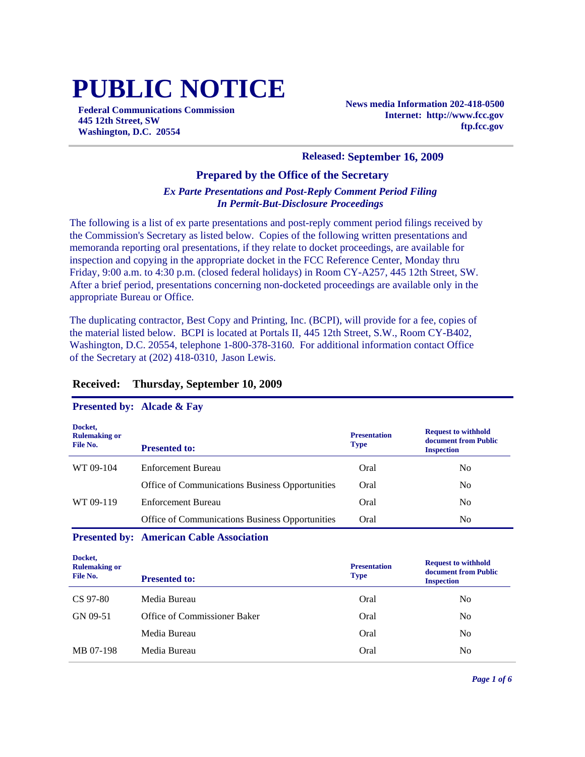# PUBLIC NOTICE

**Federal Communications Commission**
**445 12th Street, SW**
**Washington, D.C. 20554**

**News media Information 202-418-0500**
**Internet: http://www.fcc.gov**
**ftp.fcc.gov**

**Released: September 16, 2009**

## Prepared by the Office of the Secretary

***Ex Parte Presentations and Post-Reply Comment Period Filing In Permit-But-Disclosure Proceedings***

The following is a list of ex parte presentations and post-reply comment period filings received by the Commission's Secretary as listed below. Copies of the following written presentations and memoranda reporting oral presentations, if they relate to docket proceedings, are available for inspection and copying in the appropriate docket in the FCC Reference Center, Monday thru Friday, 9:00 a.m. to 4:30 p.m. (closed federal holidays) in Room CY-A257, 445 12th Street, SW. After a brief period, presentations concerning non-docketed proceedings are available only in the appropriate Bureau or Office.

The duplicating contractor, Best Copy and Printing, Inc. (BCPI), will provide for a fee, copies of the material listed below. BCPI is located at Portals II, 445 12th Street, S.W., Room CY-B402, Washington, D.C. 20554, telephone 1-800-378-3160. For additional information contact Office of the Secretary at (202) 418-0310, Jason Lewis.

### Received: Thursday, September 10, 2009

**Presented by: Alcade & Fay**

| Docket, Rulemaking or File No. | Presented to: | Presentation Type | Request to withhold document from Public Inspection |
|---|---|---|---|
| WT 09-104 | Enforcement Bureau | Oral | No |
| | Office of Communications Business Opportunities | Oral | No |
| WT 09-119 | Enforcement Bureau | Oral | No |
| | Office of Communications Business Opportunities | Oral | No |

**Presented by: American Cable Association**

| Docket, Rulemaking or File No. | Presented to: | Presentation Type | Request to withhold document from Public Inspection |
|---|---|---|---|
| CS 97-80 | Media Bureau | Oral | No |
| GN 09-51 | Office of Commissioner Baker | Oral | No |
| | Media Bureau | Oral | No |
| MB 07-198 | Media Bureau | Oral | No |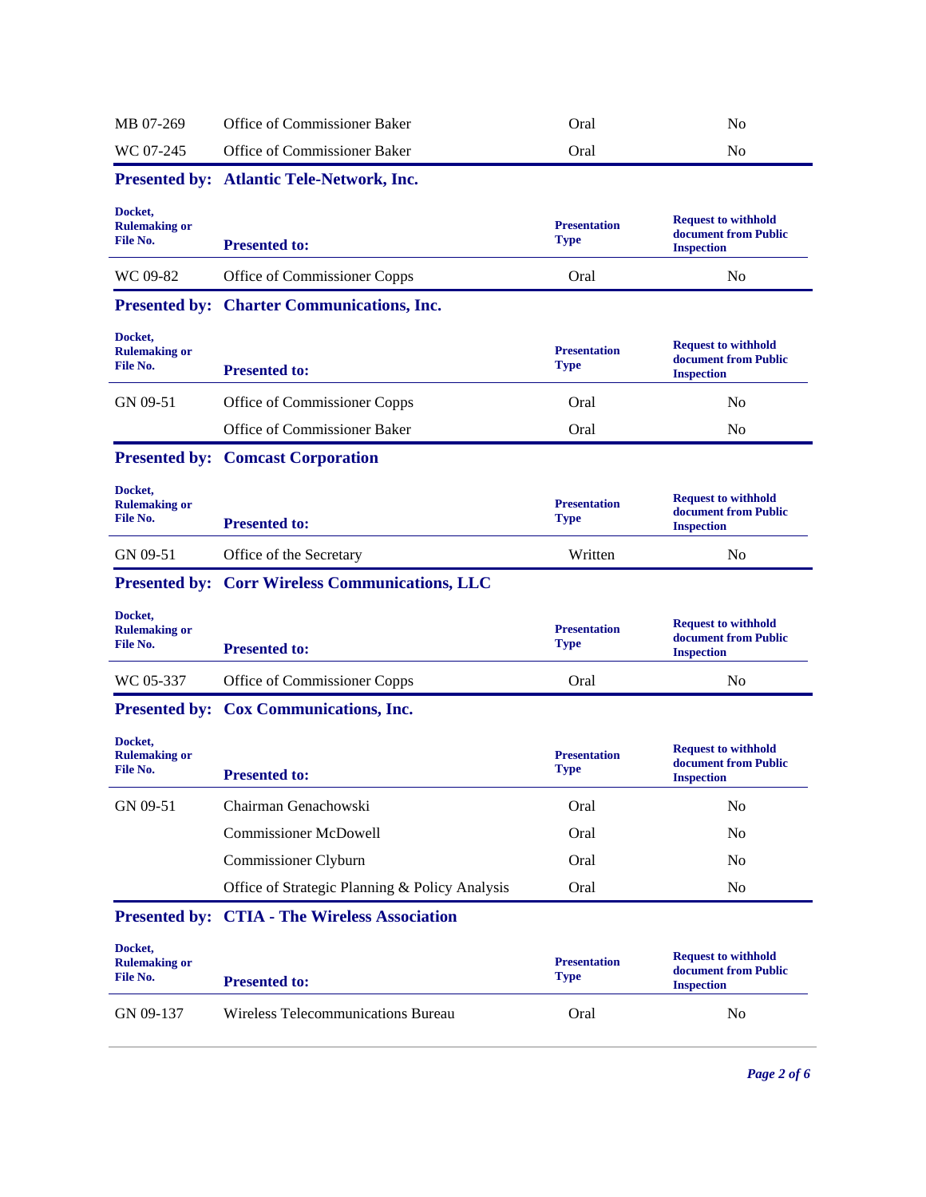| Docket, Rulemaking or File No. | Presented to: | Presentation Type | Request to withhold document from Public Inspection |
|---|---|---|---|
| MB 07-269 | Office of Commissioner Baker | Oral | No |
| WC 07-245 | Office of Commissioner Baker | Oral | No |

**Presented by: Atlantic Tele-Network, Inc.**

| Docket, Rulemaking or File No. | Presented to: | Presentation Type | Request to withhold document from Public Inspection |
|---|---|---|---|
| WC 09-82 | Office of Commissioner Copps | Oral | No |

**Presented by: Charter Communications, Inc.**

| Docket, Rulemaking or File No. | Presented to: | Presentation Type | Request to withhold document from Public Inspection |
|---|---|---|---|
| GN 09-51 | Office of Commissioner Copps | Oral | No |
| | Office of Commissioner Baker | Oral | No |

**Presented by: Comcast Corporation**

| Docket, Rulemaking or File No. | Presented to: | Presentation Type | Request to withhold document from Public Inspection |
|---|---|---|---|
| GN 09-51 | Office of the Secretary | Written | No |

**Presented by: Corr Wireless Communications, LLC**

| Docket, Rulemaking or File No. | Presented to: | Presentation Type | Request to withhold document from Public Inspection |
|---|---|---|---|
| WC 05-337 | Office of Commissioner Copps | Oral | No |

**Presented by: Cox Communications, Inc.**

| Docket, Rulemaking or File No. | Presented to: | Presentation Type | Request to withhold document from Public Inspection |
|---|---|---|---|
| GN 09-51 | Chairman Genachowski | Oral | No |
| | Commissioner McDowell | Oral | No |
| | Commissioner Clyburn | Oral | No |
| | Office of Strategic Planning & Policy Analysis | Oral | No |

**Presented by: CTIA - The Wireless Association**

| Docket, Rulemaking or File No. | Presented to: | Presentation Type | Request to withhold document from Public Inspection |
|---|---|---|---|
| GN 09-137 | Wireless Telecommunications Bureau | Oral | No |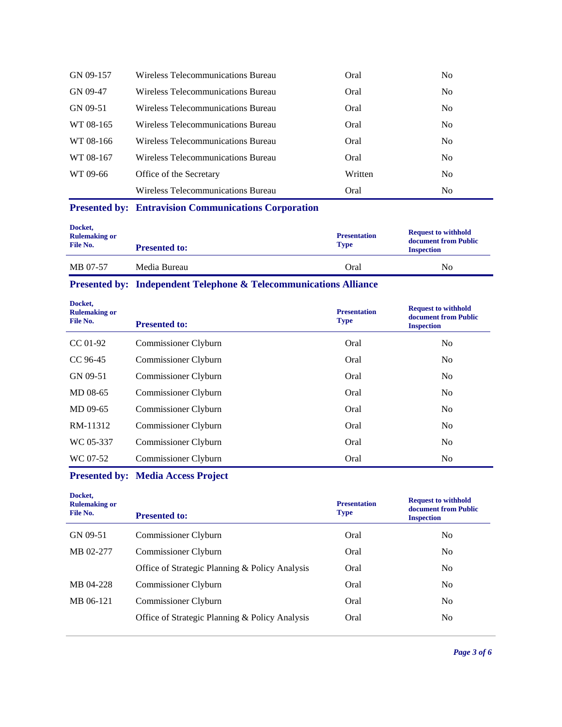| Docket, Rulemaking or File No. | Presented to: | Presentation Type | Request to withhold document from Public Inspection |
|---|---|---|---|
| GN 09-157 | Wireless Telecommunications Bureau | Oral | No |
| GN 09-47 | Wireless Telecommunications Bureau | Oral | No |
| GN 09-51 | Wireless Telecommunications Bureau | Oral | No |
| WT 08-165 | Wireless Telecommunications Bureau | Oral | No |
| WT 08-166 | Wireless Telecommunications Bureau | Oral | No |
| WT 08-167 | Wireless Telecommunications Bureau | Oral | No |
| WT 09-66 | Office of the Secretary | Written | No |
| | Wireless Telecommunications Bureau | Oral | No |

**Presented by: Entravision Communications Corporation**

| Docket, Rulemaking or File No. | Presented to: | Presentation Type | Request to withhold document from Public Inspection |
|---|---|---|---|
| MB 07-57 | Media Bureau | Oral | No |

**Presented by: Independent Telephone & Telecommunications Alliance**

| Docket, Rulemaking or File No. | Presented to: | Presentation Type | Request to withhold document from Public Inspection |
|---|---|---|---|
| CC 01-92 | Commissioner Clyburn | Oral | No |
| CC 96-45 | Commissioner Clyburn | Oral | No |
| GN 09-51 | Commissioner Clyburn | Oral | No |
| MD 08-65 | Commissioner Clyburn | Oral | No |
| MD 09-65 | Commissioner Clyburn | Oral | No |
| RM-11312 | Commissioner Clyburn | Oral | No |
| WC 05-337 | Commissioner Clyburn | Oral | No |
| WC 07-52 | Commissioner Clyburn | Oral | No |

**Presented by: Media Access Project**

| Docket, Rulemaking or File No. | Presented to: | Presentation Type | Request to withhold document from Public Inspection |
|---|---|---|---|
| GN 09-51 | Commissioner Clyburn | Oral | No |
| MB 02-277 | Commissioner Clyburn | Oral | No |
| | Office of Strategic Planning & Policy Analysis | Oral | No |
| MB 04-228 | Commissioner Clyburn | Oral | No |
| MB 06-121 | Commissioner Clyburn | Oral | No |
| | Office of Strategic Planning & Policy Analysis | Oral | No |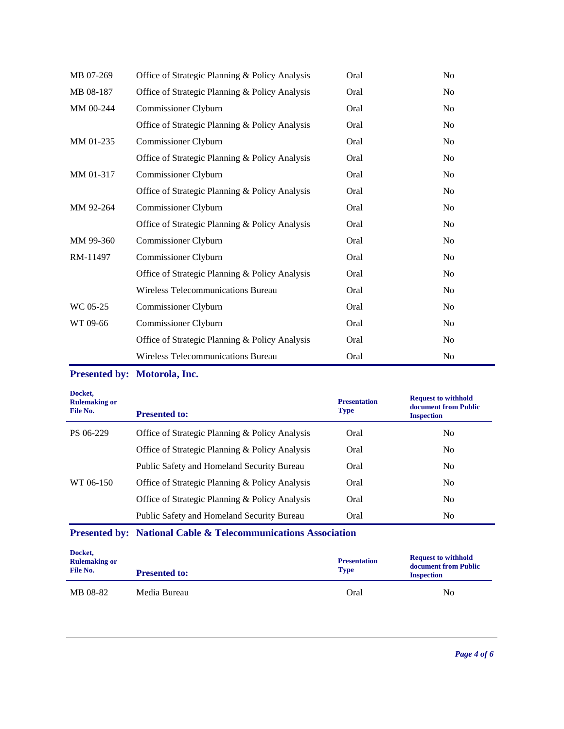| Docket, Rulemaking or File No. | Presented to: | Presentation Type | Request to withhold document from Public Inspection |
|---|---|---|---|
| MB 07-269 | Office of Strategic Planning & Policy Analysis | Oral | No |
| MB 08-187 | Office of Strategic Planning & Policy Analysis | Oral | No |
| MM 00-244 | Commissioner Clyburn | Oral | No |
| | Office of Strategic Planning & Policy Analysis | Oral | No |
| MM 01-235 | Commissioner Clyburn | Oral | No |
| | Office of Strategic Planning & Policy Analysis | Oral | No |
| MM 01-317 | Commissioner Clyburn | Oral | No |
| | Office of Strategic Planning & Policy Analysis | Oral | No |
| MM 92-264 | Commissioner Clyburn | Oral | No |
| | Office of Strategic Planning & Policy Analysis | Oral | No |
| MM 99-360 | Commissioner Clyburn | Oral | No |
| RM-11497 | Commissioner Clyburn | Oral | No |
| | Office of Strategic Planning & Policy Analysis | Oral | No |
| | Wireless Telecommunications Bureau | Oral | No |
| WC 05-25 | Commissioner Clyburn | Oral | No |
| WT 09-66 | Commissioner Clyburn | Oral | No |
| | Office of Strategic Planning & Policy Analysis | Oral | No |
| | Wireless Telecommunications Bureau | Oral | No |

## Presented by: Motorola, Inc.

| Docket, Rulemaking or File No. | Presented to: | Presentation Type | Request to withhold document from Public Inspection |
|---|---|---|---|
| PS 06-229 | Office of Strategic Planning & Policy Analysis | Oral | No |
| | Office of Strategic Planning & Policy Analysis | Oral | No |
| | Public Safety and Homeland Security Bureau | Oral | No |
| WT 06-150 | Office of Strategic Planning & Policy Analysis | Oral | No |
| | Office of Strategic Planning & Policy Analysis | Oral | No |
| | Public Safety and Homeland Security Bureau | Oral | No |

## Presented by: National Cable & Telecommunications Association

| Docket, Rulemaking or File No. | Presented to: | Presentation Type | Request to withhold document from Public Inspection |
|---|---|---|---|
| MB 08-82 | Media Bureau | Oral | No |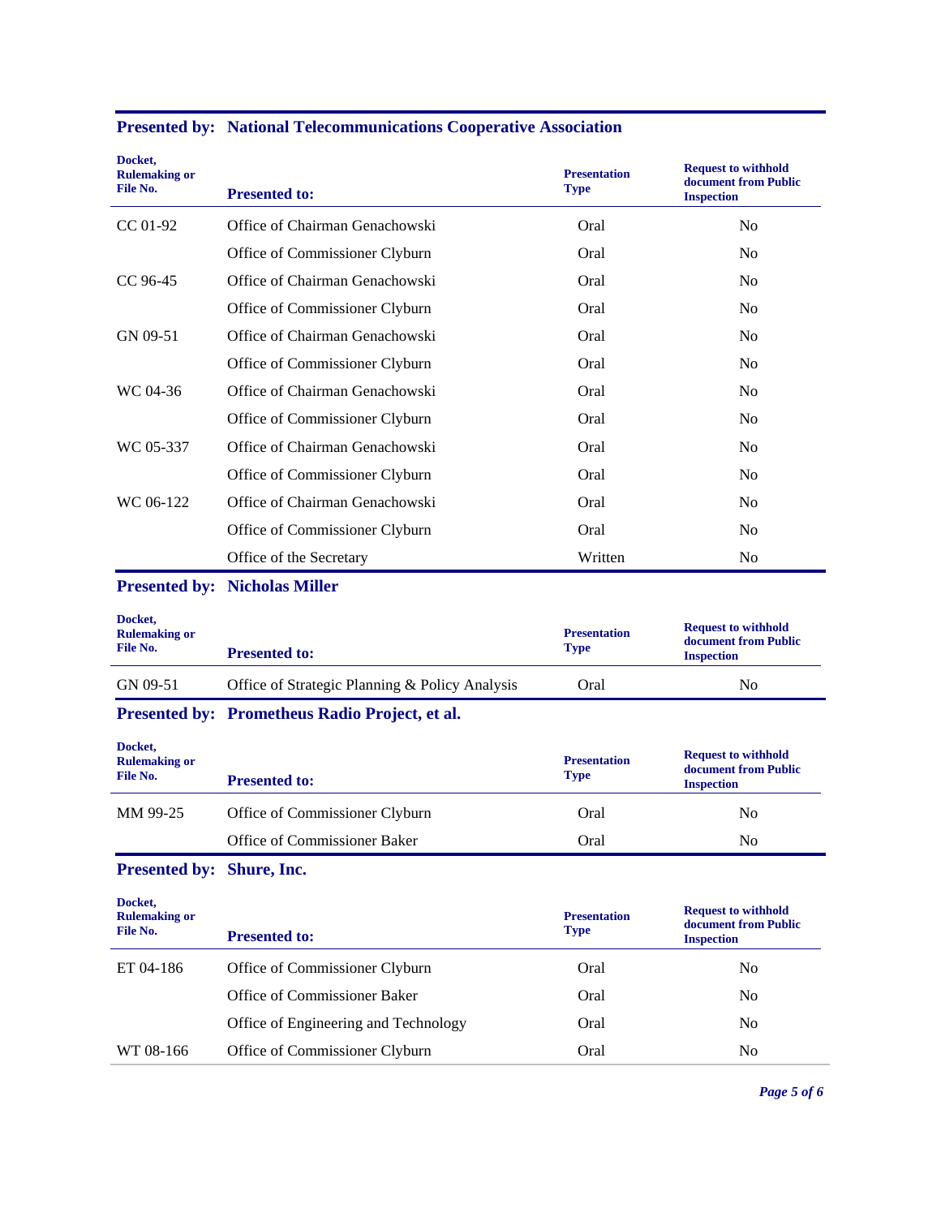**Presented by: National Telecommunications Cooperative Association**

| Docket, Rulemaking or File No. | Presented to: | Presentation Type | Request to withhold document from Public Inspection |
|---|---|---|---|
| CC 01-92 | Office of Chairman Genachowski | Oral | No |
| | Office of Commissioner Clyburn | Oral | No |
| CC 96-45 | Office of Chairman Genachowski | Oral | No |
| | Office of Commissioner Clyburn | Oral | No |
| GN 09-51 | Office of Chairman Genachowski | Oral | No |
| | Office of Commissioner Clyburn | Oral | No |
| WC 04-36 | Office of Chairman Genachowski | Oral | No |
| | Office of Commissioner Clyburn | Oral | No |
| WC 05-337 | Office of Chairman Genachowski | Oral | No |
| | Office of Commissioner Clyburn | Oral | No |
| WC 06-122 | Office of Chairman Genachowski | Oral | No |
| | Office of Commissioner Clyburn | Oral | No |
| | Office of the Secretary | Written | No |

**Presented by: Nicholas Miller**

| Docket, Rulemaking or File No. | Presented to: | Presentation Type | Request to withhold document from Public Inspection |
|---|---|---|---|
| GN 09-51 | Office of Strategic Planning & Policy Analysis | Oral | No |

**Presented by: Prometheus Radio Project, et al.**

| Docket, Rulemaking or File No. | Presented to: | Presentation Type | Request to withhold document from Public Inspection |
|---|---|---|---|
| MM 99-25 | Office of Commissioner Clyburn | Oral | No |
| | Office of Commissioner Baker | Oral | No |

**Presented by: Shure, Inc.**

| Docket, Rulemaking or File No. | Presented to: | Presentation Type | Request to withhold document from Public Inspection |
|---|---|---|---|
| ET 04-186 | Office of Commissioner Clyburn | Oral | No |
| | Office of Commissioner Baker | Oral | No |
| | Office of Engineering and Technology | Oral | No |
| WT 08-166 | Office of Commissioner Clyburn | Oral | No |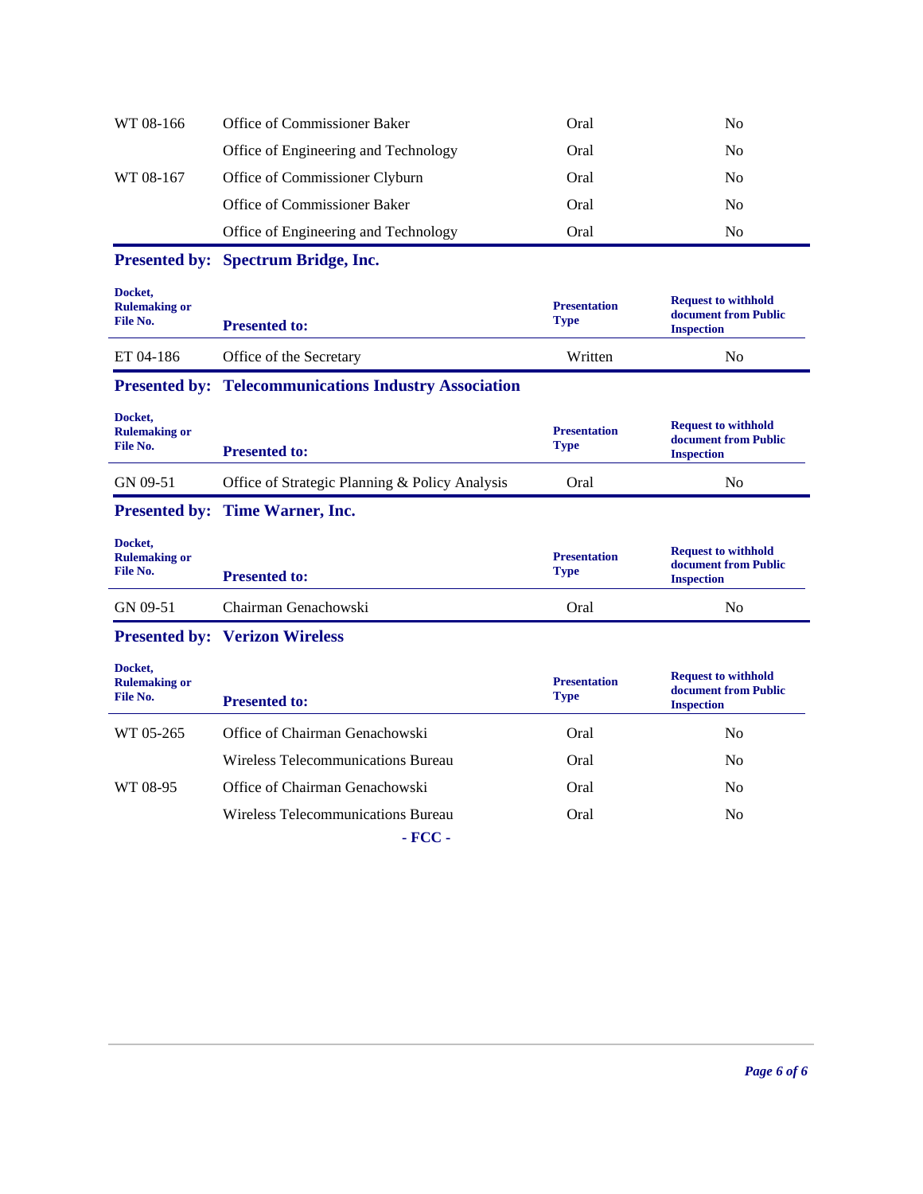| | | | |
|---|---|---|---|
| WT 08-166 | Office of Commissioner Baker | Oral | No |
| | Office of Engineering and Technology | Oral | No |
| WT 08-167 | Office of Commissioner Clyburn | Oral | No |
| | Office of Commissioner Baker | Oral | No |
| | Office of Engineering and Technology | Oral | No |

**Presented by: Spectrum Bridge, Inc.**

| Docket, Rulemaking or File No. | Presented to: | Presentation Type | Request to withhold document from Public Inspection |
|---|---|---|---|
| ET 04-186 | Office of the Secretary | Written | No |

**Presented by: Telecommunications Industry Association**

| Docket, Rulemaking or File No. | Presented to: | Presentation Type | Request to withhold document from Public Inspection |
|---|---|---|---|
| GN 09-51 | Office of Strategic Planning & Policy Analysis | Oral | No |

**Presented by: Time Warner, Inc.**

| Docket, Rulemaking or File No. | Presented to: | Presentation Type | Request to withhold document from Public Inspection |
|---|---|---|---|
| GN 09-51 | Chairman Genachowski | Oral | No |

**Presented by: Verizon Wireless**

| Docket, Rulemaking or File No. | Presented to: | Presentation Type | Request to withhold document from Public Inspection |
|---|---|---|---|
| WT 05-265 | Office of Chairman Genachowski | Oral | No |
| | Wireless Telecommunications Bureau | Oral | No |
| WT 08-95 | Office of Chairman Genachowski | Oral | No |
| | Wireless Telecommunications Bureau | Oral | No |

**- FCC -**